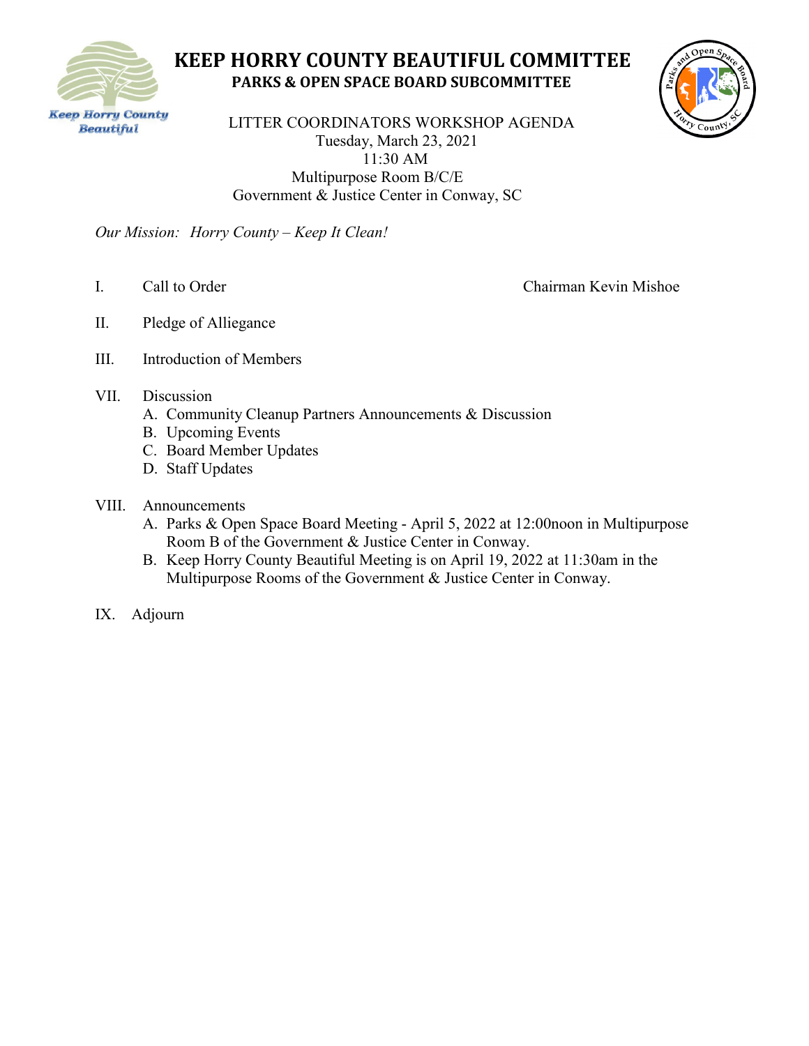# KEEP HORRY COUNTY BEAUTIFUL COMMITTEE

## PARKS & OPEN SPACE BOARD SUBCOMMITTEE

Keep Horry County Beautiful

LITTER COORDINATORS WORKSHOP AGENDA
Tuesday, March 23, 2021
11:30 AM
Multipurpose Room B/C/E
Government & Justice Center in Conway, SC

*Our Mission: Horry County – Keep It Clean!*

I. Call to Order — Chairman Kevin Mishoe

II. Pledge of Alliegance

III. Introduction of Members

VII. Discussion
   A. Community Cleanup Partners Announcements & Discussion
   B. Upcoming Events
   C. Board Member Updates
   D. Staff Updates

VIII. Announcements
   A. Parks & Open Space Board Meeting - April 5, 2022 at 12:00noon in Multipurpose Room B of the Government & Justice Center in Conway.
   B. Keep Horry County Beautiful Meeting is on April 19, 2022 at 11:30am in the Multipurpose Rooms of the Government & Justice Center in Conway.

IX. Adjourn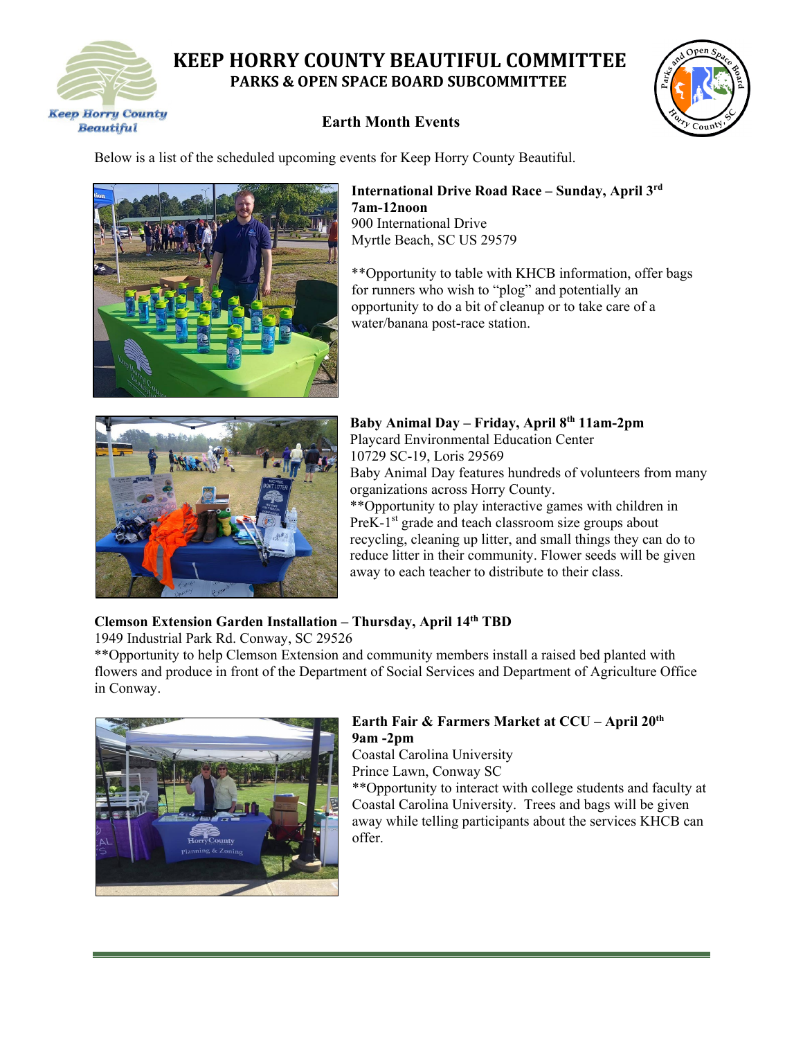# KEEP HORRY COUNTY BEAUTIFUL COMMITTEE

## PARKS & OPEN SPACE BOARD SUBCOMMITTEE

### Earth Month Events

Below is a list of the scheduled upcoming events for Keep Horry County Beautiful.

**International Drive Road Race – Sunday, April 3rd 7am-12noon**
900 International Drive
Myrtle Beach, SC US 29579

**Opportunity to table with KHCB information, offer bags for runners who wish to "plog" and potentially an opportunity to do a bit of cleanup or to take care of a water/banana post-race station.

**Baby Animal Day – Friday, April 8th 11am-2pm**
Playcard Environmental Education Center
10729 SC-19, Loris 29569
Baby Animal Day features hundreds of volunteers from many organizations across Horry County.
**Opportunity to play interactive games with children in PreK-1st grade and teach classroom size groups about recycling, cleaning up litter, and small things they can do to reduce litter in their community. Flower seeds will be given away to each teacher to distribute to their class.

**Clemson Extension Garden Installation – Thursday, April 14th TBD**
1949 Industrial Park Rd. Conway, SC 29526
**Opportunity to help Clemson Extension and community members install a raised bed planted with flowers and produce in front of the Department of Social Services and Department of Agriculture Office in Conway.

**Earth Fair & Farmers Market at CCU – April 20th 9am -2pm**
Coastal Carolina University
Prince Lawn, Conway SC
**Opportunity to interact with college students and faculty at Coastal Carolina University. Trees and bags will be given away while telling participants about the services KHCB can offer.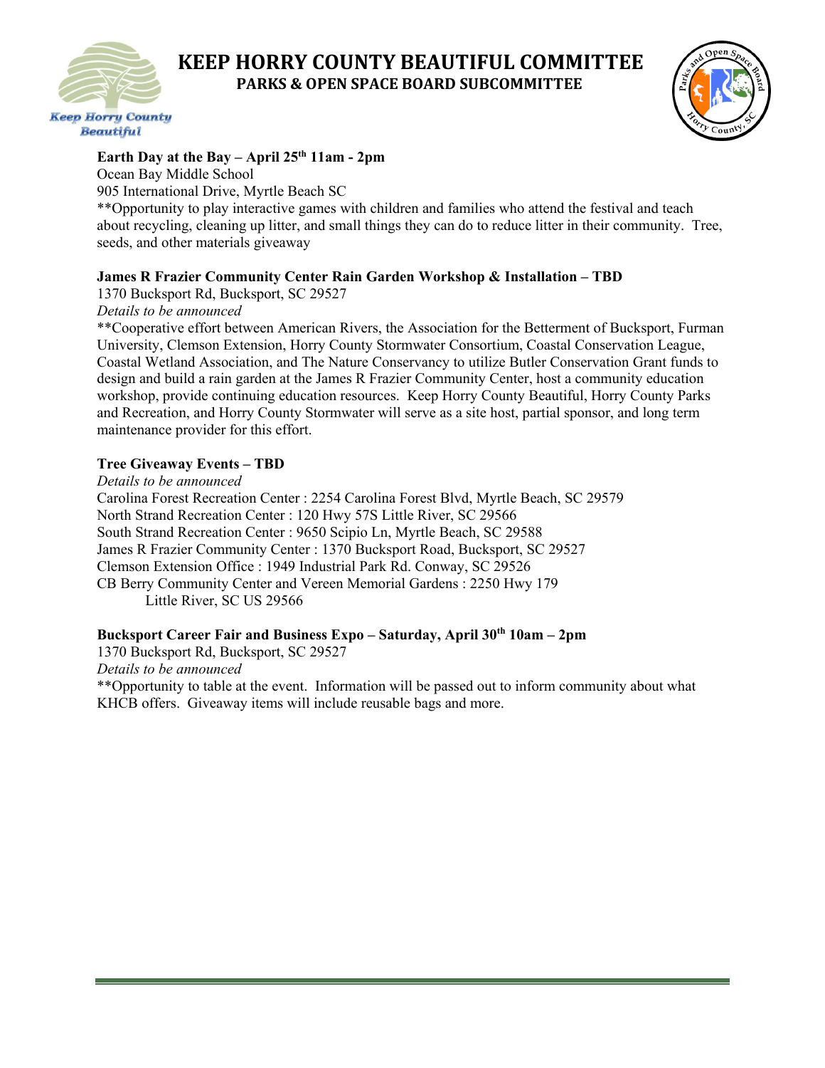# KEEP HORRY COUNTY BEAUTIFUL COMMITTEE

## PARKS & OPEN SPACE BOARD SUBCOMMITTEE

**Earth Day at the Bay – April 25th 11am - 2pm**

Ocean Bay Middle School

905 International Drive, Myrtle Beach SC

**Opportunity to play interactive games with children and families who attend the festival and teach about recycling, cleaning up litter, and small things they can do to reduce litter in their community. Tree, seeds, and other materials giveaway

**James R Frazier Community Center Rain Garden Workshop & Installation – TBD**

1370 Bucksport Rd, Bucksport, SC 29527

*Details to be announced*

**Cooperative effort between American Rivers, the Association for the Betterment of Bucksport, Furman University, Clemson Extension, Horry County Stormwater Consortium, Coastal Conservation League, Coastal Wetland Association, and The Nature Conservancy to utilize Butler Conservation Grant funds to design and build a rain garden at the James R Frazier Community Center, host a community education workshop, provide continuing education resources. Keep Horry County Beautiful, Horry County Parks and Recreation, and Horry County Stormwater will serve as a site host, partial sponsor, and long term maintenance provider for this effort.

**Tree Giveaway Events – TBD**

*Details to be announced*

Carolina Forest Recreation Center : 2254 Carolina Forest Blvd, Myrtle Beach, SC 29579
North Strand Recreation Center : 120 Hwy 57S Little River, SC 29566
South Strand Recreation Center : 9650 Scipio Ln, Myrtle Beach, SC 29588
James R Frazier Community Center : 1370 Bucksport Road, Bucksport, SC 29527
Clemson Extension Office : 1949 Industrial Park Rd. Conway, SC 29526
CB Berry Community Center and Vereen Memorial Gardens : 2250 Hwy 179
Little River, SC US 29566

**Bucksport Career Fair and Business Expo – Saturday, April 30th 10am – 2pm**

1370 Bucksport Rd, Bucksport, SC 29527

*Details to be announced*

**Opportunity to table at the event. Information will be passed out to inform community about what KHCB offers. Giveaway items will include reusable bags and more.